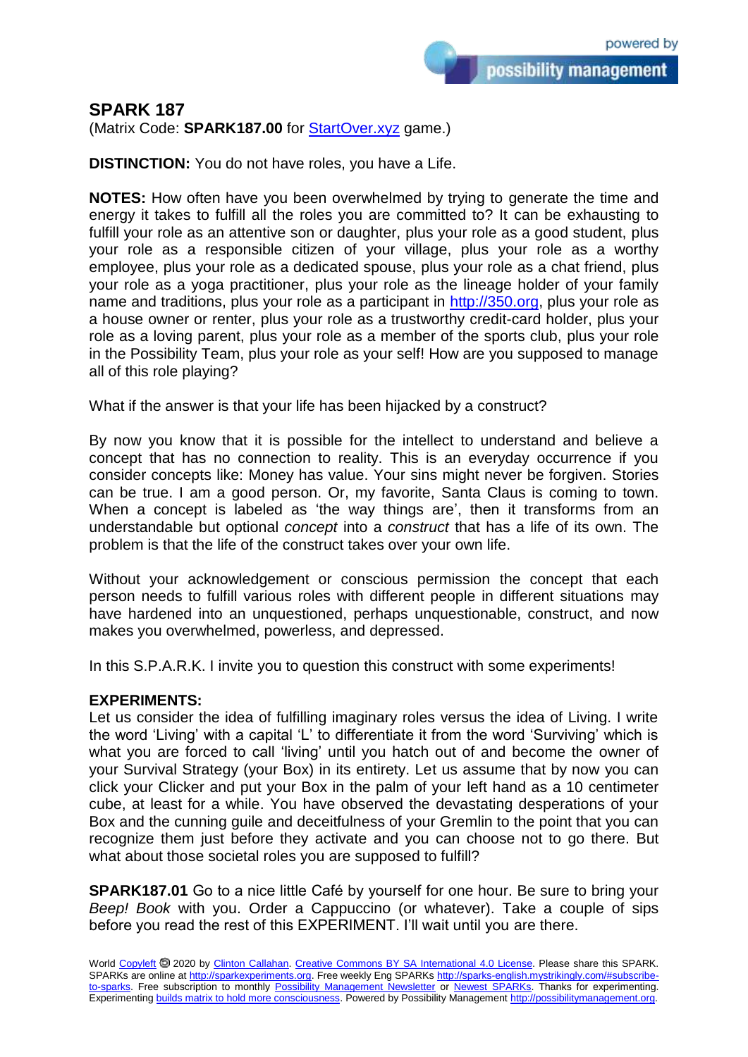# SPARK 187

(Matrix Code: **SPARK187.00** for StartOver.xyz game.)

**DISTINCTION:** You do not have roles, you have a Life.

**NOTES:** How often have you been overwhelmed by trying to generate the time and energy it takes to fulfill all the roles you are committed to? It can be exhausting to fulfill your role as an attentive son or daughter, plus your role as a good student, plus your role as a responsible citizen of your village, plus your role as a worthy employee, plus your role as a dedicated spouse, plus your role as a chat friend, plus your role as a yoga practitioner, plus your role as the lineage holder of your family name and traditions, plus your role as a participant in http://350.org, plus your role as a house owner or renter, plus your role as a trustworthy credit-card holder, plus your role as a loving parent, plus your role as a member of the sports club, plus your role in the Possibility Team, plus your role as your self! How are you supposed to manage all of this role playing?

What if the answer is that your life has been hijacked by a construct?

By now you know that it is possible for the intellect to understand and believe a concept that has no connection to reality. This is an everyday occurrence if you consider concepts like: Money has value. Your sins might never be forgiven. Stories can be true. I am a good person. Or, my favorite, Santa Claus is coming to town. When a concept is labeled as 'the way things are', then it transforms from an understandable but optional *concept* into a *construct* that has a life of its own. The problem is that the life of the construct takes over your own life.

Without your acknowledgement or conscious permission the concept that each person needs to fulfill various roles with different people in different situations may have hardened into an unquestioned, perhaps unquestionable, construct, and now makes you overwhelmed, powerless, and depressed.

In this S.P.A.R.K. I invite you to question this construct with some experiments!

**EXPERIMENTS:**

Let us consider the idea of fulfilling imaginary roles versus the idea of Living. I write the word 'Living' with a capital 'L' to differentiate it from the word 'Surviving' which is what you are forced to call 'living' until you hatch out of and become the owner of your Survival Strategy (your Box) in its entirety. Let us assume that by now you can click your Clicker and put your Box in the palm of your left hand as a 10 centimeter cube, at least for a while. You have observed the devastating desperations of your Box and the cunning guile and deceitfulness of your Gremlin to the point that you can recognize them just before they activate and you can choose not to go there. But what about those societal roles you are supposed to fulfill?

**SPARK187.01** Go to a nice little Café by yourself for one hour. Be sure to bring your *Beep! Book* with you. Order a Cappuccino (or whatever). Take a couple of sips before you read the rest of this EXPERIMENT. I'll wait until you are there.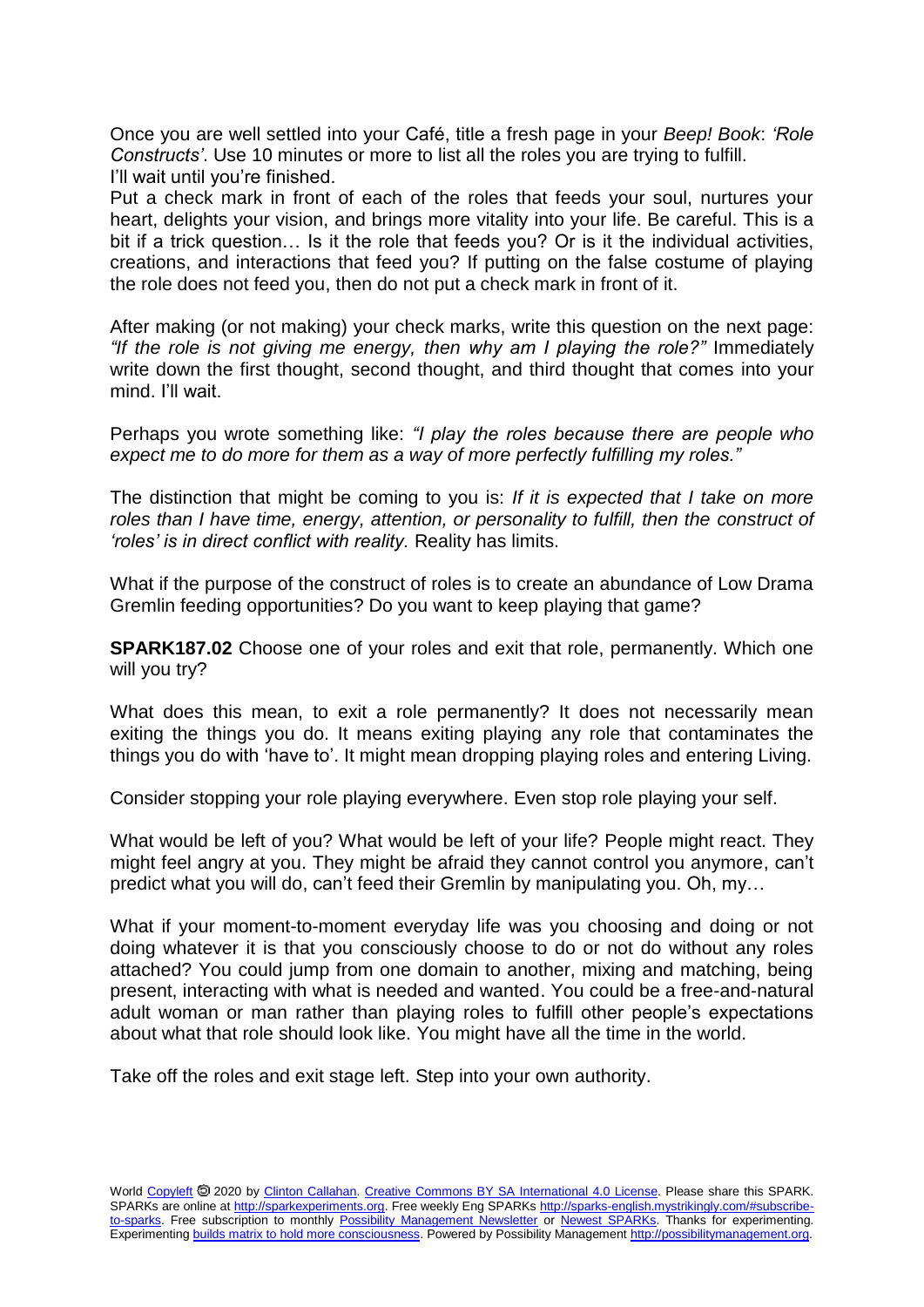Once you are well settled into your Café, title a fresh page in your *Beep! Book*: *'Role Constructs'*. Use 10 minutes or more to list all the roles you are trying to fulfill. I'll wait until you're finished.

Put a check mark in front of each of the roles that feeds your soul, nurtures your heart, delights your vision, and brings more vitality into your life. Be careful. This is a bit if a trick question… Is it the role that feeds you? Or is it the individual activities, creations, and interactions that feed you? If putting on the false costume of playing the role does not feed you, then do not put a check mark in front of it.

After making (or not making) your check marks, write this question on the next page: *"If the role is not giving me energy, then why am I playing the role?"* Immediately write down the first thought, second thought, and third thought that comes into your mind. I'll wait.

Perhaps you wrote something like: *"I play the roles because there are people who expect me to do more for them as a way of more perfectly fulfilling my roles."*

The distinction that might be coming to you is: *If it is expected that I take on more roles than I have time, energy, attention, or personality to fulfill, then the construct of 'roles' is in direct conflict with reality.* Reality has limits.

What if the purpose of the construct of roles is to create an abundance of Low Drama Gremlin feeding opportunities? Do you want to keep playing that game?

**SPARK187.02** Choose one of your roles and exit that role, permanently. Which one will you try?

What does this mean, to exit a role permanently? It does not necessarily mean exiting the things you do. It means exiting playing any role that contaminates the things you do with 'have to'. It might mean dropping playing roles and entering Living.

Consider stopping your role playing everywhere. Even stop role playing your self.

What would be left of you? What would be left of your life? People might react. They might feel angry at you. They might be afraid they cannot control you anymore, can't predict what you will do, can't feed their Gremlin by manipulating you. Oh, my…

What if your moment-to-moment everyday life was you choosing and doing or not doing whatever it is that you consciously choose to do or not do without any roles attached? You could jump from one domain to another, mixing and matching, being present, interacting with what is needed and wanted. You could be a free-and-natural adult woman or man rather than playing roles to fulfill other people's expectations about what that role should look like. You might have all the time in the world.

Take off the roles and exit stage left. Step into your own authority.

World Copyleft 🄯 2020 by Clinton Callahan. Creative Commons BY SA International 4.0 License. Please share this SPARK. SPARKs are online at http://sparkexperiments.org. Free weekly Eng SPARKs http://sparks-english.mystrikingly.com/#subscribe-to-sparks. Free subscription to monthly Possibility Management Newsletter or Newest SPARKs. Thanks for experimenting. Experimenting builds matrix to hold more consciousness. Powered by Possibility Management http://possibilitymanagement.org.